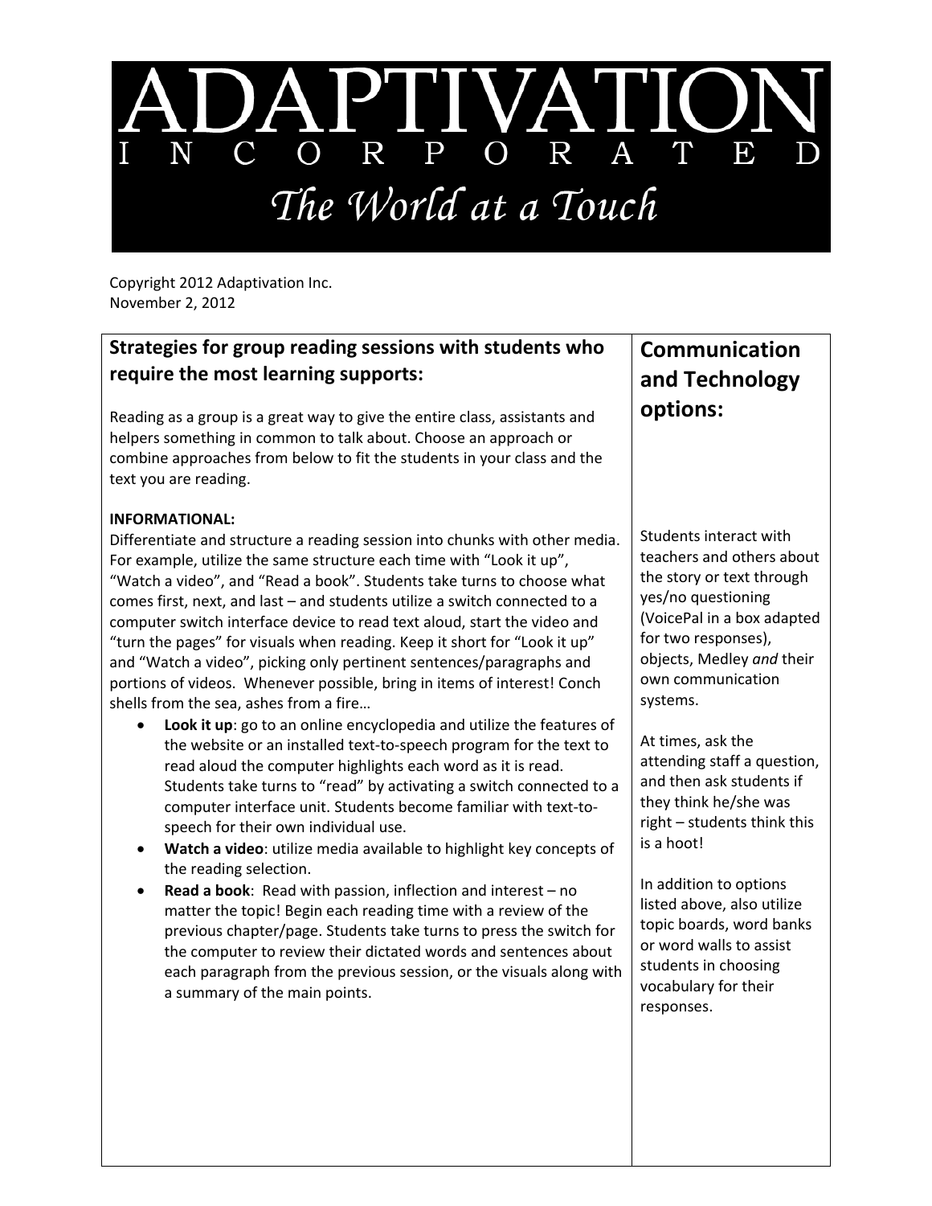# ADAPTIVATION INCORPORATED

*The World at a Touch*

Copyright 2012 Adaptivation Inc.
November 2, 2012

## Strategies for group reading sessions with students who require the most learning supports:

Reading as a group is a great way to give the entire class, assistants and helpers something in common to talk about. Choose an approach or combine approaches from below to fit the students in your class and the text you are reading.

**INFORMATIONAL:**
Differentiate and structure a reading session into chunks with other media. For example, utilize the same structure each time with "Look it up", "Watch a video", and "Read a book". Students take turns to choose what comes first, next, and last – and students utilize a switch connected to a computer switch interface device to read text aloud, start the video and "turn the pages" for visuals when reading. Keep it short for "Look it up" and "Watch a video", picking only pertinent sentences/paragraphs and portions of videos. Whenever possible, bring in items of interest! Conch shells from the sea, ashes from a fire…

- **Look it up**: go to an online encyclopedia and utilize the features of the website or an installed text-to-speech program for the text to read aloud the computer highlights each word as it is read. Students take turns to "read" by activating a switch connected to a computer interface unit. Students become familiar with text-to-speech for their own individual use.
- **Watch a video**: utilize media available to highlight key concepts of the reading selection.
- **Read a book**: Read with passion, inflection and interest – no matter the topic! Begin each reading time with a review of the previous chapter/page. Students take turns to press the switch for the computer to review their dictated words and sentences about each paragraph from the previous session, or the visuals along with a summary of the main points.

## Communication and Technology options:

Students interact with teachers and others about the story or text through yes/no questioning (VoicePal in a box adapted for two responses), objects, Medley *and* their own communication systems.

At times, ask the attending staff a question, and then ask students if they think he/she was right – students think this is a hoot!

In addition to options listed above, also utilize topic boards, word banks or word walls to assist students in choosing vocabulary for their responses.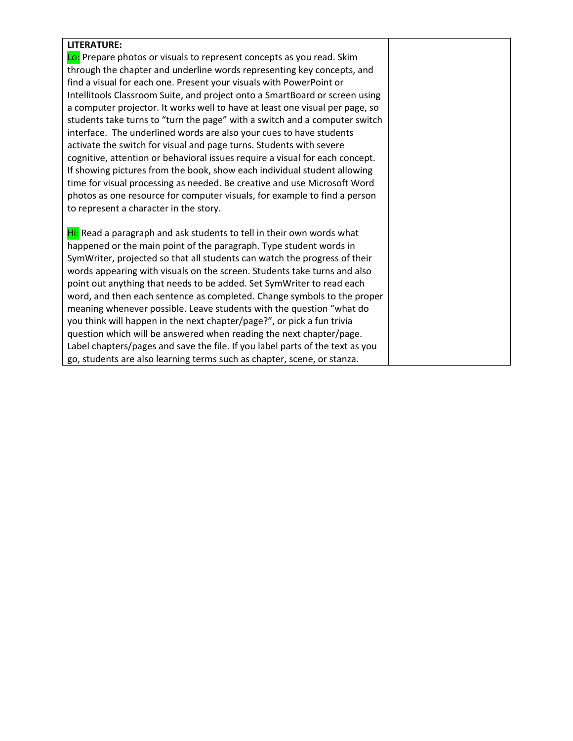| **LITERATURE:**<br>Lo: Prepare photos or visuals to represent concepts as you read. Skim through the chapter and underline words representing key concepts, and find a visual for each one. Present your visuals with PowerPoint or Intellitools Classroom Suite, and project onto a SmartBoard or screen using a computer projector. It works well to have at least one visual per page, so students take turns to "turn the page" with a switch and a computer switch interface. The underlined words are also your cues to have students activate the switch for visual and page turns. Students with severe cognitive, attention or behavioral issues require a visual for each concept. If showing pictures from the book, show each individual student allowing time for visual processing as needed. Be creative and use Microsoft Word photos as one resource for computer visuals, for example to find a person to represent a character in the story.<br><br>Hi: Read a paragraph and ask students to tell in their own words what happened or the main point of the paragraph. Type student words in SymWriter, projected so that all students can watch the progress of their words appearing with visuals on the screen. Students take turns and also point out anything that needs to be added. Set SymWriter to read each word, and then each sentence as completed. Change symbols to the proper meaning whenever possible. Leave students with the question "what do you think will happen in the next chapter/page?", or pick a fun trivia question which will be answered when reading the next chapter/page. Label chapters/pages and save the file. If you label parts of the text as you go, students are also learning terms such as chapter, scene, or stanza. | |
|---|---|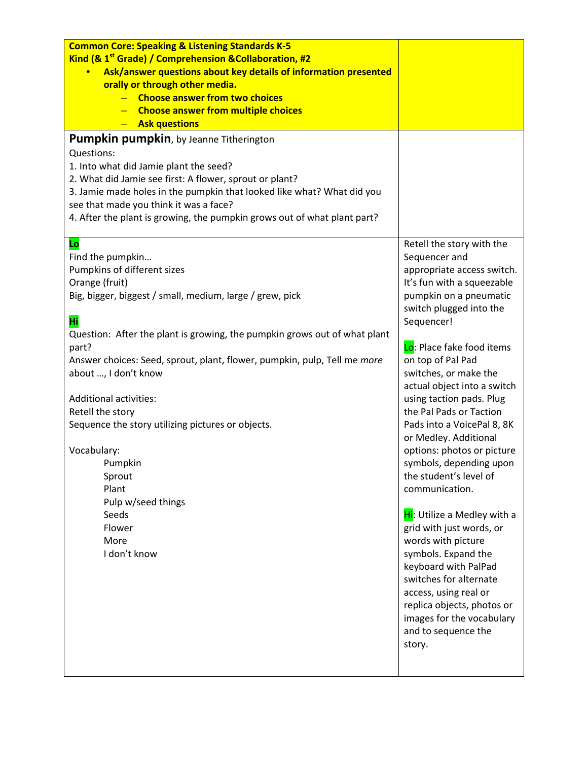| **Common Core: Speaking & Listening Standards K-5**<br>**Kind (& 1st Grade) / Comprehension &Collaboration, #2**<br>• **Ask/answer questions about key details of information presented orally or through other media.**<br>  – **Choose answer from two choices**<br>  – **Choose answer from multiple choices**<br>  – **Ask questions** | |
|---|---|
| **Pumpkin pumpkin**, by Jeanne Titherington<br>Questions:<br>1. Into what did Jamie plant the seed?<br>2. What did Jamie see first: A flower, sprout or plant?<br>3. Jamie made holes in the pumpkin that looked like what? What did you see that made you think it was a face?<br>4. After the plant is growing, the pumpkin grows out of what plant part? | |
| **Lo**<br>Find the pumpkin…<br>Pumpkins of different sizes<br>Orange (fruit)<br>Big, bigger, biggest / small, medium, large / grew, pick<br><br>**Hi**<br>Question: After the plant is growing, the pumpkin grows out of what plant part?<br>Answer choices: Seed, sprout, plant, flower, pumpkin, pulp, Tell me *more* about …, I don't know<br><br>Additional activities:<br>Retell the story<br>Sequence the story utilizing pictures or objects.<br><br>Vocabulary:<br>Pumpkin<br>Sprout<br>Plant<br>Pulp w/seed things<br>Seeds<br>Flower<br>More<br>I don't know | Retell the story with the Sequencer and appropriate access switch. It's fun with a squeezable pumpkin on a pneumatic switch plugged into the Sequencer!<br><br>Lo: Place fake food items on top of Pal Pad switches, or make the actual object into a switch using taction pads. Plug the Pal Pads or Taction Pads into a VoicePal 8, 8K or Medley. Additional options: photos or picture symbols, depending upon the student's level of communication.<br><br>Hi: Utilize a Medley with a grid with just words, or words with picture symbols. Expand the keyboard with PalPad switches for alternate access, using real or replica objects, photos or images for the vocabulary and to sequence the story. |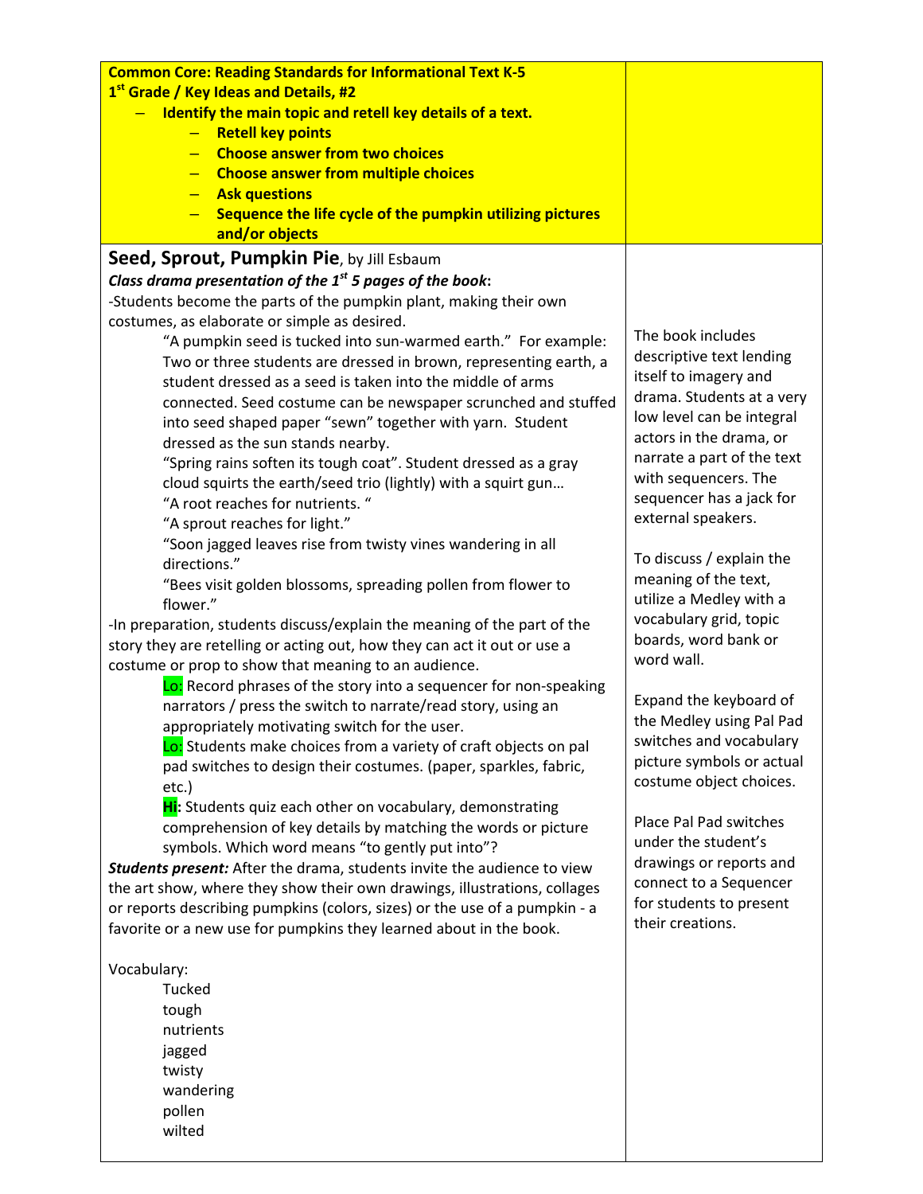| | |
|---|---|
| **Common Core: Reading Standards for Informational Text K-5**<br>**1st Grade / Key Ideas and Details, #2**<br>– **Identify the main topic and retell key details of a text.**<br>  – **Retell key points**<br>  – **Choose answer from two choices**<br>  – **Choose answer from multiple choices**<br>  – **Ask questions**<br>  – **Sequence the life cycle of the pumpkin utilizing pictures and/or objects** | |
| **Seed, Sprout, Pumpkin Pie**, by Jill Esbaum<br>***Class drama presentation of the 1st 5 pages of the book*:**<br>-Students become the parts of the pumpkin plant, making their own costumes, as elaborate or simple as desired.<br>“A pumpkin seed is tucked into sun-warmed earth.” For example: Two or three students are dressed in brown, representing earth, a student dressed as a seed is taken into the middle of arms connected. Seed costume can be newspaper scrunched and stuffed into seed shaped paper “sewn” together with yarn. Student dressed as the sun stands nearby.<br>“Spring rains soften its tough coat”. Student dressed as a gray cloud squirts the earth/seed trio (lightly) with a squirt gun…<br>“A root reaches for nutrients. “<br>“A sprout reaches for light.”<br>“Soon jagged leaves rise from twisty vines wandering in all directions.”<br>“Bees visit golden blossoms, spreading pollen from flower to flower.”<br>-In preparation, students discuss/explain the meaning of the part of the story they are retelling or acting out, how they can act it out or use a costume or prop to show that meaning to an audience.<br>Lo: Record phrases of the story into a sequencer for non-speaking narrators / press the switch to narrate/read story, using an appropriately motivating switch for the user.<br>Lo: Students make choices from a variety of craft objects on pal pad switches to design their costumes. (paper, sparkles, fabric, etc.)<br>**Hi:** Students quiz each other on vocabulary, demonstrating comprehension of key details by matching the words or picture symbols. Which word means “to gently put into”?<br>***Students present:*** After the drama, students invite the audience to view the art show, where they show their own drawings, illustrations, collages or reports describing pumpkins (colors, sizes) or the use of a pumpkin - a favorite or a new use for pumpkins they learned about in the book.<br><br>Vocabulary:<br>Tucked<br>tough<br>nutrients<br>jagged<br>twisty<br>wandering<br>pollen<br>wilted | The book includes descriptive text lending itself to imagery and drama. Students at a very low level can be integral actors in the drama, or narrate a part of the text with sequencers. The sequencer has a jack for external speakers.<br><br>To discuss / explain the meaning of the text, utilize a Medley with a vocabulary grid, topic boards, word bank or word wall.<br><br>Expand the keyboard of the Medley using Pal Pad switches and vocabulary picture symbols or actual costume object choices.<br><br>Place Pal Pad switches under the student’s drawings or reports and connect to a Sequencer for students to present their creations. |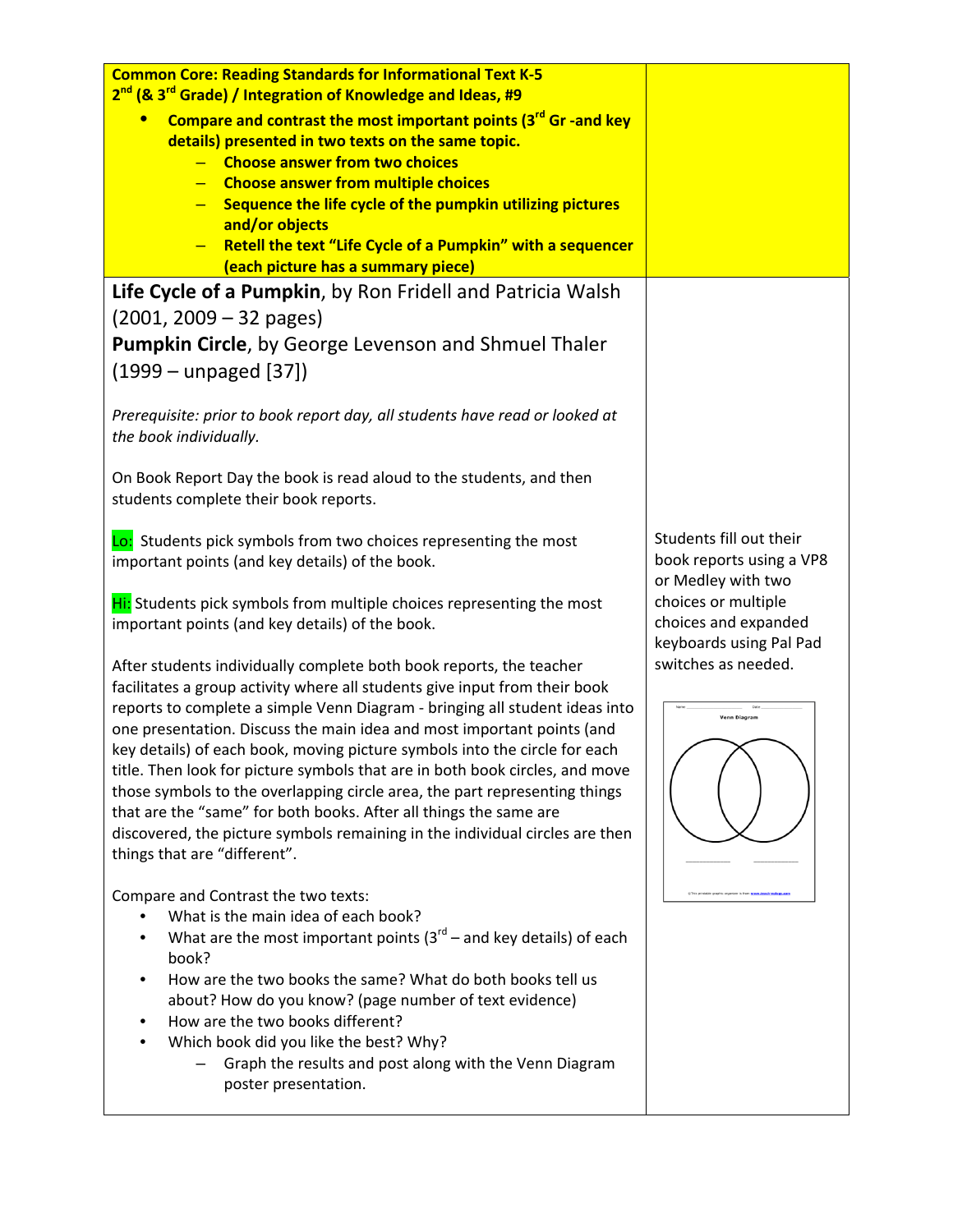**Common Core: Reading Standards for Informational Text K-5**
**2nd (& 3rd Grade) / Integration of Knowledge and Ideas, #9**

- **Compare and contrast the most important points (3rd Gr -and key details) presented in two texts on the same topic.**
  - **Choose answer from two choices**
  - **Choose answer from multiple choices**
  - **Sequence the life cycle of the pumpkin utilizing pictures and/or objects**
  - **Retell the text "Life Cycle of a Pumpkin" with a sequencer (each picture has a summary piece)**

**Life Cycle of a Pumpkin**, by Ron Fridell and Patricia Walsh (2001, 2009 – 32 pages)

**Pumpkin Circle**, by George Levenson and Shmuel Thaler (1999 – unpaged [37])

*Prerequisite: prior to book report day, all students have read or looked at the book individually.*

On Book Report Day the book is read aloud to the students, and then students complete their book reports.

Lo: Students pick symbols from two choices representing the most important points (and key details) of the book.

Hi: Students pick symbols from multiple choices representing the most important points (and key details) of the book.

Students fill out their book reports using a VP8 or Medley with two choices or multiple choices and expanded keyboards using Pal Pad switches as needed.

After students individually complete both book reports, the teacher facilitates a group activity where all students give input from their book reports to complete a simple Venn Diagram - bringing all student ideas into one presentation. Discuss the main idea and most important points (and key details) of each book, moving picture symbols into the circle for each title. Then look for picture symbols that are in both book circles, and move those symbols to the overlapping circle area, the part representing things that are the "same" for both books. After all things the same are discovered, the picture symbols remaining in the individual circles are then things that are "different".

Venn Diagram

Compare and Contrast the two texts:

- What is the main idea of each book?
- What are the most important points (3rd – and key details) of each book?
- How are the two books the same? What do both books tell us about? How do you know? (page number of text evidence)
- How are the two books different?
- Which book did you like the best? Why?
  - Graph the results and post along with the Venn Diagram poster presentation.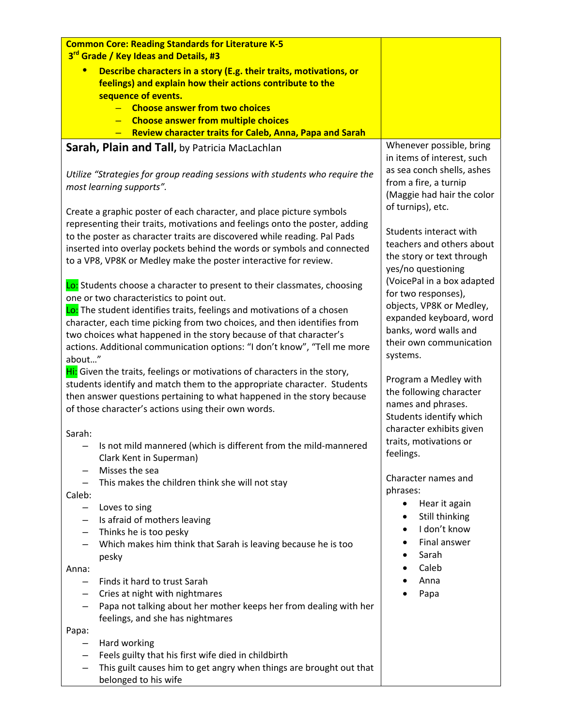| **Common Core: Reading Standards for Literature K-5**<br>**3rd Grade / Key Ideas and Details, #3**<br>• **Describe characters in a story (E.g. their traits, motivations, or feelings) and explain how their actions contribute to the sequence of events.**<br>– **Choose answer from two choices**<br>– **Choose answer from multiple choices**<br>– **Review character traits for Caleb, Anna, Papa and Sarah** | |
|---|---|
| **Sarah, Plain and Tall,** by Patricia MacLachlan<br><br>*Utilize "Strategies for group reading sessions with students who require the most learning supports".*<br><br>Create a graphic poster of each character, and place picture symbols representing their traits, motivations and feelings onto the poster, adding to the poster as character traits are discovered while reading. Pal Pads inserted into overlay pockets behind the words or symbols and connected to a VP8, VP8K or Medley make the poster interactive for review.<br><br>Lo: Students choose a character to present to their classmates, choosing one or two characteristics to point out.<br>Lo: The student identifies traits, feelings and motivations of a chosen character, each time picking from two choices, and then identifies from two choices what happened in the story because of that character's actions. Additional communication options: "I don't know", "Tell me more about…"<br>Hi: Given the traits, feelings or motivations of characters in the story, students identify and match them to the appropriate character. Students then answer questions pertaining to what happened in the story because of those character's actions using their own words.<br><br>Sarah:<br>– Is not mild mannered (which is different from the mild-mannered Clark Kent in Superman)<br>– Misses the sea<br>– This makes the children think she will not stay<br>Caleb:<br>– Loves to sing<br>– Is afraid of mothers leaving<br>– Thinks he is too pesky<br>– Which makes him think that Sarah is leaving because he is too pesky<br>Anna:<br>– Finds it hard to trust Sarah<br>– Cries at night with nightmares<br>– Papa not talking about her mother keeps her from dealing with her feelings, and she has nightmares<br>Papa:<br>– Hard working<br>– Feels guilty that his first wife died in childbirth<br>– This guilt causes him to get angry when things are brought out that belonged to his wife | Whenever possible, bring in items of interest, such as sea conch shells, ashes from a fire, a turnip (Maggie had hair the color of turnips), etc.<br><br>Students interact with teachers and others about the story or text through yes/no questioning (VoicePal in a box adapted for two responses), objects, VP8K or Medley, expanded keyboard, word banks, word walls and their own communication systems.<br><br>Program a Medley with the following character names and phrases. Students identify which character exhibits given traits, motivations or feelings.<br><br>Character names and phrases:<br>• Hear it again<br>• Still thinking<br>• I don't know<br>• Final answer<br>• Sarah<br>• Caleb<br>• Anna<br>• Papa |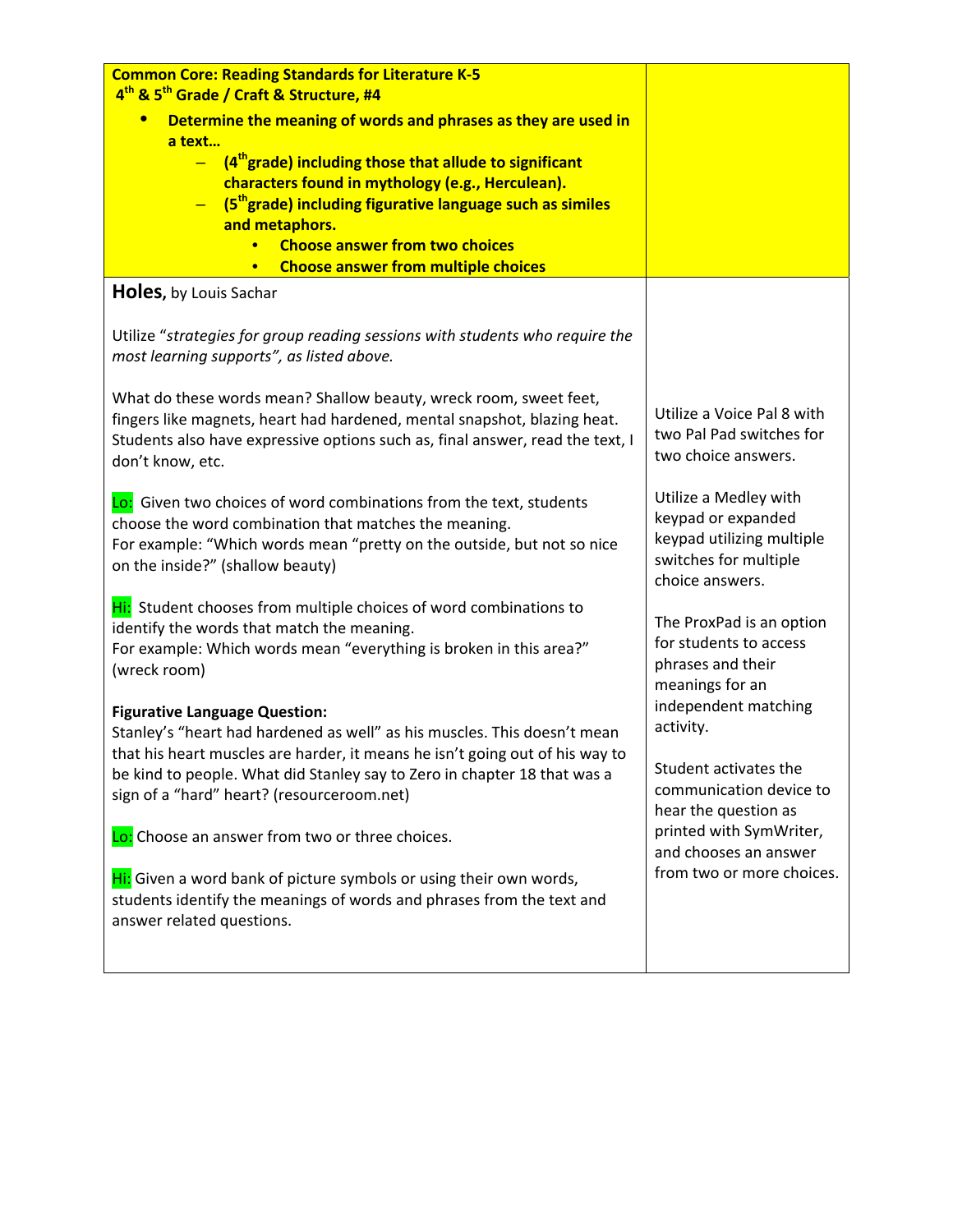| **Common Core: Reading Standards for Literature K-5**<br>**4th & 5th Grade / Craft & Structure, #4**<br>• **Determine the meaning of words and phrases as they are used in a text…**<br>– **(4th grade) including those that allude to significant characters found in mythology (e.g., Herculean).**<br>– **(5th grade) including figurative language such as similes and metaphors.**<br>• **Choose answer from two choices**<br>• **Choose answer from multiple choices** | |
|---|---|
| **Holes,** by Louis Sachar<br><br>Utilize "*strategies for group reading sessions with students who require the most learning supports*", *as listed above.*<br><br>What do these words mean? Shallow beauty, wreck room, sweet feet, fingers like magnets, heart had hardened, mental snapshot, blazing heat. Students also have expressive options such as, final answer, read the text, I don't know, etc.<br><br>Lo: Given two choices of word combinations from the text, students choose the word combination that matches the meaning.<br>For example: "Which words mean "pretty on the outside, but not so nice on the inside?" (shallow beauty)<br><br>Hi: Student chooses from multiple choices of word combinations to identify the words that match the meaning.<br>For example: Which words mean "everything is broken in this area?" (wreck room)<br><br>**Figurative Language Question:**<br>Stanley's "heart had hardened as well" as his muscles. This doesn't mean that his heart muscles are harder, it means he isn't going out of his way to be kind to people. What did Stanley say to Zero in chapter 18 that was a sign of a "hard" heart? (resourceroom.net)<br><br>Lo: Choose an answer from two or three choices.<br><br>Hi: Given a word bank of picture symbols or using their own words, students identify the meanings of words and phrases from the text and answer related questions. | Utilize a Voice Pal 8 with two Pal Pad switches for two choice answers.<br><br>Utilize a Medley with keypad or expanded keypad utilizing multiple switches for multiple choice answers.<br><br>The ProxPad is an option for students to access phrases and their meanings for an independent matching activity.<br><br>Student activates the communication device to hear the question as printed with SymWriter, and chooses an answer from two or more choices. |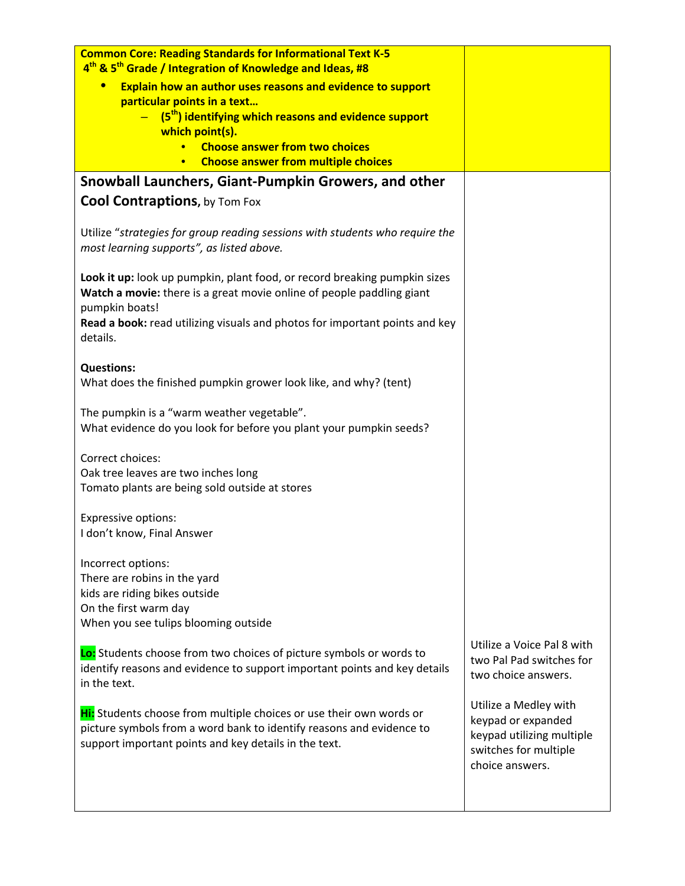| | |
|---|---|
| **Common Core: Reading Standards for Informational Text K-5**<br>**4th & 5th Grade / Integration of Knowledge and Ideas, #8**<br>• **Explain how an author uses reasons and evidence to support particular points in a text…**<br>– **(5th) identifying which reasons and evidence support which point(s).**<br>• **Choose answer from two choices**<br>• **Choose answer from multiple choices** | |
| **Snowball Launchers, Giant-Pumpkin Growers, and other Cool Contraptions,** by Tom Fox<br><br>Utilize "*strategies for group reading sessions with students who require the most learning supports", as listed above.*<br><br>**Look it up:** look up pumpkin, plant food, or record breaking pumpkin sizes<br>**Watch a movie:** there is a great movie online of people paddling giant pumpkin boats!<br>**Read a book:** read utilizing visuals and photos for important points and key details.<br><br>**Questions:**<br>What does the finished pumpkin grower look like, and why? (tent)<br><br>The pumpkin is a "warm weather vegetable".<br>What evidence do you look for before you plant your pumpkin seeds?<br><br>Correct choices:<br>Oak tree leaves are two inches long<br>Tomato plants are being sold outside at stores<br><br>Expressive options:<br>I don't know, Final Answer<br><br>Incorrect options:<br>There are robins in the yard<br>kids are riding bikes outside<br>On the first warm day<br>When you see tulips blooming outside | |
| **Lo:** Students choose from two choices of picture symbols or words to identify reasons and evidence to support important points and key details in the text. | Utilize a Voice Pal 8 with two Pal Pad switches for two choice answers. |
| **Hi:** Students choose from multiple choices or use their own words or picture symbols from a word bank to identify reasons and evidence to support important points and key details in the text. | Utilize a Medley with keypad or expanded keypad utilizing multiple switches for multiple choice answers. |